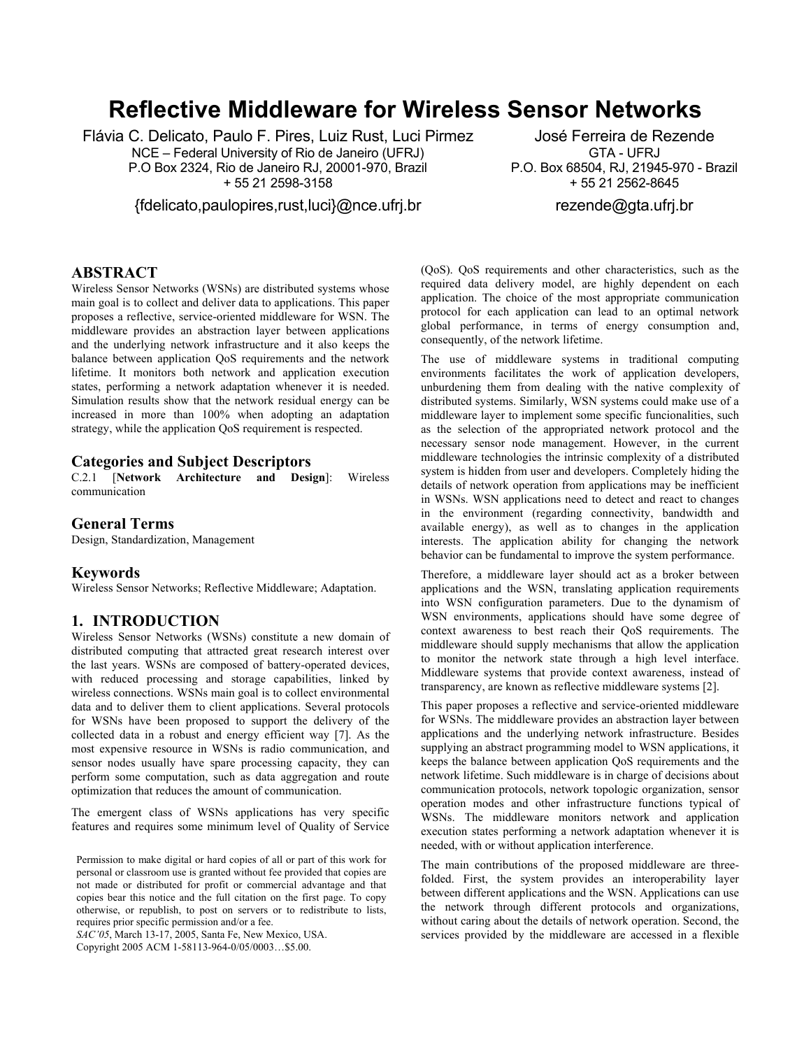# Reflective Middleware for Wireless Sensor Networks

Flávia C. Delicato, Paulo F. Pires, Luiz Rust, Luci Pirmez
NCE – Federal University of Rio de Janeiro (UFRJ)
P.O Box 2324, Rio de Janeiro RJ, 20001-970, Brazil
+ 55 21 2598-3158
{fdelicato,paulopires,rust,luci}@nce.ufrj.br

José Ferreira de Rezende
GTA - UFRJ
P.O. Box 68504, RJ, 21945-970 - Brazil
+ 55 21 2562-8645
rezende@gta.ufrj.br

## ABSTRACT

Wireless Sensor Networks (WSNs) are distributed systems whose main goal is to collect and deliver data to applications. This paper proposes a reflective, service-oriented middleware for WSN. The middleware provides an abstraction layer between applications and the underlying network infrastructure and it also keeps the balance between application QoS requirements and the network lifetime. It monitors both network and application execution states, performing a network adaptation whenever it is needed. Simulation results show that the network residual energy can be increased in more than 100% when adopting an adaptation strategy, while the application QoS requirement is respected.

## Categories and Subject Descriptors

C.2.1 [**Network Architecture and Design**]: Wireless communication

## General Terms

Design, Standardization, Management

## Keywords

Wireless Sensor Networks; Reflective Middleware; Adaptation.

## 1. INTRODUCTION

Wireless Sensor Networks (WSNs) constitute a new domain of distributed computing that attracted great research interest over the last years. WSNs are composed of battery-operated devices, with reduced processing and storage capabilities, linked by wireless connections. WSNs main goal is to collect environmental data and to deliver them to client applications. Several protocols for WSNs have been proposed to support the delivery of the collected data in a robust and energy efficient way [7]. As the most expensive resource in WSNs is radio communication, and sensor nodes usually have spare processing capacity, they can perform some computation, such as data aggregation and route optimization that reduces the amount of communication.

The emergent class of WSNs applications has very specific features and requires some minimum level of Quality of Service (QoS). QoS requirements and other characteristics, such as the required data delivery model, are highly dependent on each application. The choice of the most appropriate communication protocol for each application can lead to an optimal network global performance, in terms of energy consumption and, consequently, of the network lifetime.

The use of middleware systems in traditional computing environments facilitates the work of application developers, unburdening them from dealing with the native complexity of distributed systems. Similarly, WSN systems could make use of a middleware layer to implement some specific funcionalities, such as the selection of the appropriated network protocol and the necessary sensor node management. However, in the current middleware technologies the intrinsic complexity of a distributed system is hidden from user and developers. Completely hiding the details of network operation from applications may be inefficient in WSNs. WSN applications need to detect and react to changes in the environment (regarding connectivity, bandwidth and available energy), as well as to changes in the application interests. The application ability for changing the network behavior can be fundamental to improve the system performance.

Therefore, a middleware layer should act as a broker between applications and the WSN, translating application requirements into WSN configuration parameters. Due to the dynamism of WSN environments, applications should have some degree of context awareness to best reach their QoS requirements. The middleware should supply mechanisms that allow the application to monitor the network state through a high level interface. Middleware systems that provide context awareness, instead of transparency, are known as reflective middleware systems [2].

This paper proposes a reflective and service-oriented middleware for WSNs. The middleware provides an abstraction layer between applications and the underlying network infrastructure. Besides supplying an abstract programming model to WSN applications, it keeps the balance between application QoS requirements and the network lifetime. Such middleware is in charge of decisions about communication protocols, network topologic organization, sensor operation modes and other infrastructure functions typical of WSNs. The middleware monitors network and application execution states performing a network adaptation whenever it is needed, with or without application interference.

The main contributions of the proposed middleware are three-folded. First, the system provides an interoperability layer between different applications and the WSN. Applications can use the network through different protocols and organizations, without caring about the details of network operation. Second, the services provided by the middleware are accessed in a flexible

Permission to make digital or hard copies of all or part of this work for personal or classroom use is granted without fee provided that copies are not made or distributed for profit or commercial advantage and that copies bear this notice and the full citation on the first page. To copy otherwise, or republish, to post on servers or to redistribute to lists, requires prior specific permission and/or a fee.
*SAC'05*, March 13-17, 2005, Santa Fe, New Mexico, USA.
Copyright 2005 ACM 1-58113-964-0/05/0003…$5.00.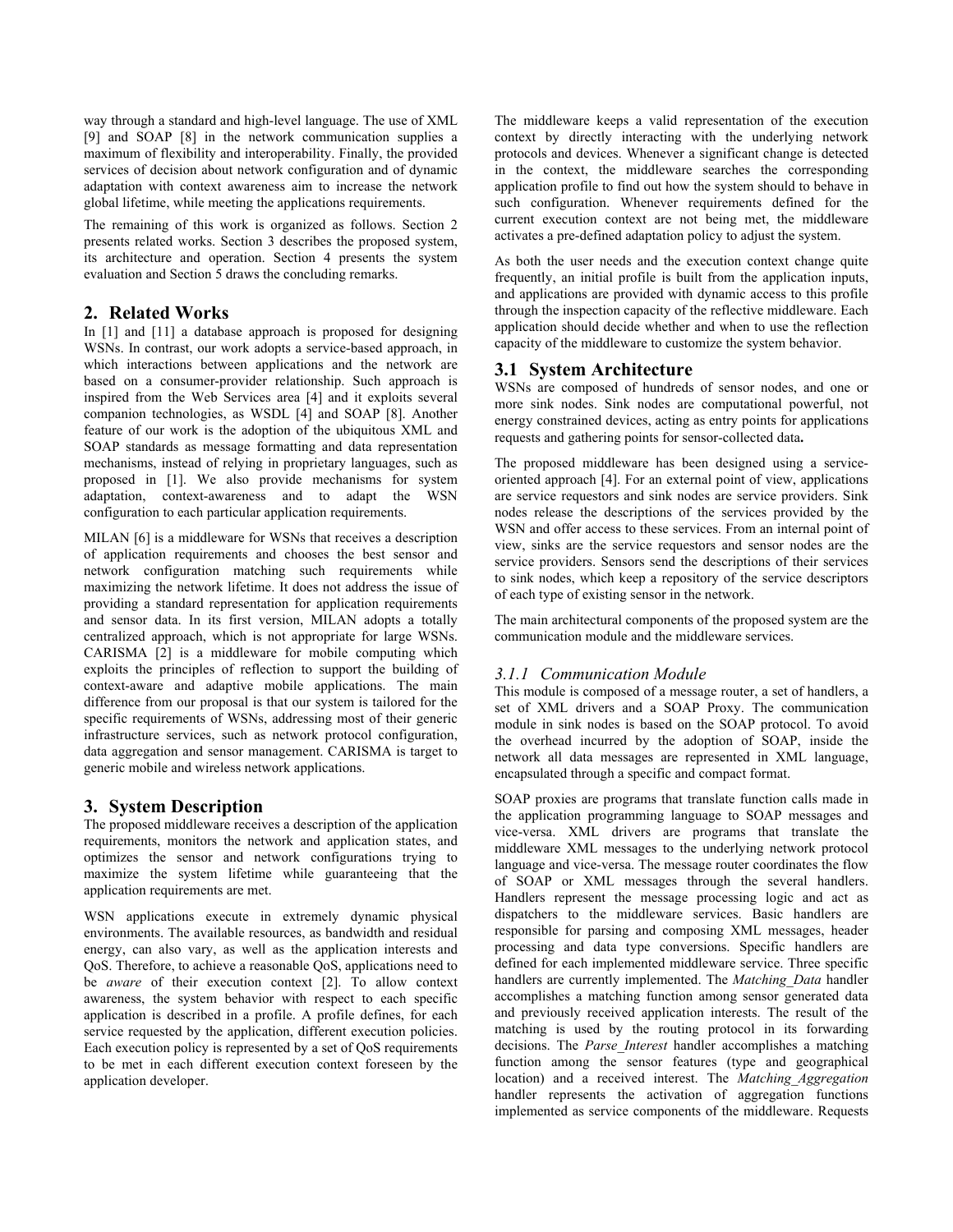way through a standard and high-level language. The use of XML [9] and SOAP [8] in the network communication supplies a maximum of flexibility and interoperability. Finally, the provided services of decision about network configuration and of dynamic adaptation with context awareness aim to increase the network global lifetime, while meeting the applications requirements.

The remaining of this work is organized as follows. Section 2 presents related works. Section 3 describes the proposed system, its architecture and operation. Section 4 presents the system evaluation and Section 5 draws the concluding remarks.

## 2. Related Works

In [1] and [11] a database approach is proposed for designing WSNs. In contrast, our work adopts a service-based approach, in which interactions between applications and the network are based on a consumer-provider relationship. Such approach is inspired from the Web Services area [4] and it exploits several companion technologies, as WSDL [4] and SOAP [8]. Another feature of our work is the adoption of the ubiquitous XML and SOAP standards as message formatting and data representation mechanisms, instead of relying in proprietary languages, such as proposed in [1]. We also provide mechanisms for system adaptation, context-awareness and to adapt the WSN configuration to each particular application requirements.

MILAN [6] is a middleware for WSNs that receives a description of application requirements and chooses the best sensor and network configuration matching such requirements while maximizing the network lifetime. It does not address the issue of providing a standard representation for application requirements and sensor data. In its first version, MILAN adopts a totally centralized approach, which is not appropriate for large WSNs. CARISMA [2] is a middleware for mobile computing which exploits the principles of reflection to support the building of context-aware and adaptive mobile applications. The main difference from our proposal is that our system is tailored for the specific requirements of WSNs, addressing most of their generic infrastructure services, such as network protocol configuration, data aggregation and sensor management. CARISMA is target to generic mobile and wireless network applications.

## 3. System Description

The proposed middleware receives a description of the application requirements, monitors the network and application states, and optimizes the sensor and network configurations trying to maximize the system lifetime while guaranteeing that the application requirements are met.

WSN applications execute in extremely dynamic physical environments. The available resources, as bandwidth and residual energy, can also vary, as well as the application interests and QoS. Therefore, to achieve a reasonable QoS, applications need to be *aware* of their execution context [2]. To allow context awareness, the system behavior with respect to each specific application is described in a profile. A profile defines, for each service requested by the application, different execution policies. Each execution policy is represented by a set of QoS requirements to be met in each different execution context foreseen by the application developer.

The middleware keeps a valid representation of the execution context by directly interacting with the underlying network protocols and devices. Whenever a significant change is detected in the context, the middleware searches the corresponding application profile to find out how the system should to behave in such configuration. Whenever requirements defined for the current execution context are not being met, the middleware activates a pre-defined adaptation policy to adjust the system.

As both the user needs and the execution context change quite frequently, an initial profile is built from the application inputs, and applications are provided with dynamic access to this profile through the inspection capacity of the reflective middleware. Each application should decide whether and when to use the reflection capacity of the middleware to customize the system behavior.

### 3.1 System Architecture

WSNs are composed of hundreds of sensor nodes, and one or more sink nodes. Sink nodes are computational powerful, not energy constrained devices, acting as entry points for applications requests and gathering points for sensor-collected data**.**

The proposed middleware has been designed using a service-oriented approach [4]. For an external point of view, applications are service requestors and sink nodes are service providers. Sink nodes release the descriptions of the services provided by the WSN and offer access to these services. From an internal point of view, sinks are the service requestors and sensor nodes are the service providers. Sensors send the descriptions of their services to sink nodes, which keep a repository of the service descriptors of each type of existing sensor in the network.

The main architectural components of the proposed system are the communication module and the middleware services.

#### *3.1.1 Communication Module*

This module is composed of a message router, a set of handlers, a set of XML drivers and a SOAP Proxy. The communication module in sink nodes is based on the SOAP protocol. To avoid the overhead incurred by the adoption of SOAP, inside the network all data messages are represented in XML language, encapsulated through a specific and compact format.

SOAP proxies are programs that translate function calls made in the application programming language to SOAP messages and vice-versa. XML drivers are programs that translate the middleware XML messages to the underlying network protocol language and vice-versa. The message router coordinates the flow of SOAP or XML messages through the several handlers. Handlers represent the message processing logic and act as dispatchers to the middleware services. Basic handlers are responsible for parsing and composing XML messages, header processing and data type conversions. Specific handlers are defined for each implemented middleware service. Three specific handlers are currently implemented. The *Matching_Data* handler accomplishes a matching function among sensor generated data and previously received application interests. The result of the matching is used by the routing protocol in its forwarding decisions. The *Parse_Interest* handler accomplishes a matching function among the sensor features (type and geographical location) and a received interest. The *Matching_Aggregation* handler represents the activation of aggregation functions implemented as service components of the middleware. Requests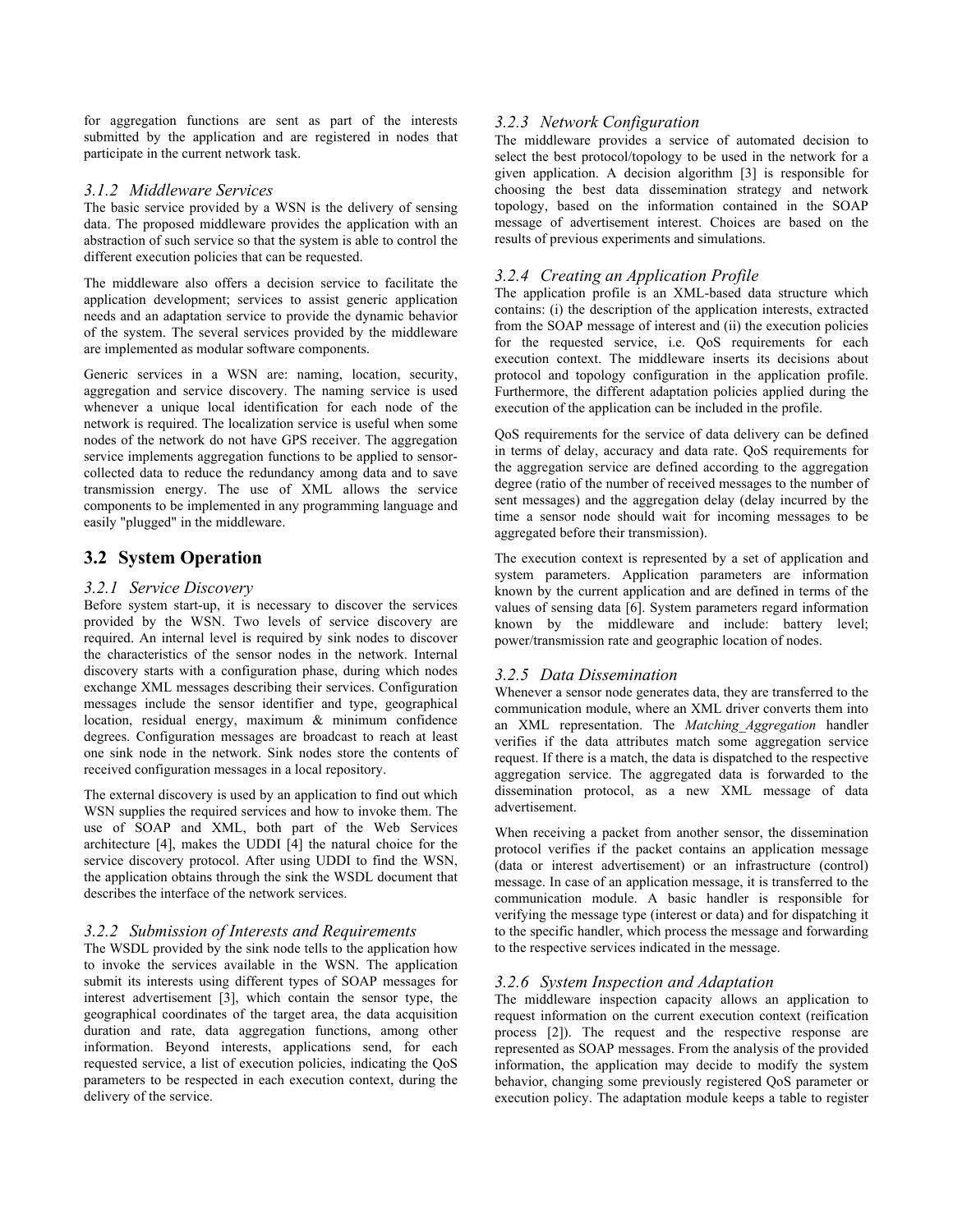for aggregation functions are sent as part of the interests submitted by the application and are registered in nodes that participate in the current network task.

### *3.1.2 Middleware Services*

The basic service provided by a WSN is the delivery of sensing data. The proposed middleware provides the application with an abstraction of such service so that the system is able to control the different execution policies that can be requested.

The middleware also offers a decision service to facilitate the application development; services to assist generic application needs and an adaptation service to provide the dynamic behavior of the system. The several services provided by the middleware are implemented as modular software components.

Generic services in a WSN are: naming, location, security, aggregation and service discovery. The naming service is used whenever a unique local identification for each node of the network is required. The localization service is useful when some nodes of the network do not have GPS receiver. The aggregation service implements aggregation functions to be applied to sensor-collected data to reduce the redundancy among data and to save transmission energy. The use of XML allows the service components to be implemented in any programming language and easily "plugged" in the middleware.

## 3.2 System Operation

### *3.2.1 Service Discovery*

Before system start-up, it is necessary to discover the services provided by the WSN. Two levels of service discovery are required. An internal level is required by sink nodes to discover the characteristics of the sensor nodes in the network. Internal discovery starts with a configuration phase, during which nodes exchange XML messages describing their services. Configuration messages include the sensor identifier and type, geographical location, residual energy, maximum & minimum confidence degrees. Configuration messages are broadcast to reach at least one sink node in the network. Sink nodes store the contents of received configuration messages in a local repository.

The external discovery is used by an application to find out which WSN supplies the required services and how to invoke them. The use of SOAP and XML, both part of the Web Services architecture [4], makes the UDDI [4] the natural choice for the service discovery protocol. After using UDDI to find the WSN, the application obtains through the sink the WSDL document that describes the interface of the network services.

### *3.2.2 Submission of Interests and Requirements*

The WSDL provided by the sink node tells to the application how to invoke the services available in the WSN. The application submit its interests using different types of SOAP messages for interest advertisement [3], which contain the sensor type, the geographical coordinates of the target area, the data acquisition duration and rate, data aggregation functions, among other information. Beyond interests, applications send, for each requested service, a list of execution policies, indicating the QoS parameters to be respected in each execution context, during the delivery of the service.

### *3.2.3 Network Configuration*

The middleware provides a service of automated decision to select the best protocol/topology to be used in the network for a given application. A decision algorithm [3] is responsible for choosing the best data dissemination strategy and network topology, based on the information contained in the SOAP message of advertisement interest. Choices are based on the results of previous experiments and simulations.

### *3.2.4 Creating an Application Profile*

The application profile is an XML-based data structure which contains: (i) the description of the application interests, extracted from the SOAP message of interest and (ii) the execution policies for the requested service, i.e. QoS requirements for each execution context. The middleware inserts its decisions about protocol and topology configuration in the application profile. Furthermore, the different adaptation policies applied during the execution of the application can be included in the profile.

QoS requirements for the service of data delivery can be defined in terms of delay, accuracy and data rate. QoS requirements for the aggregation service are defined according to the aggregation degree (ratio of the number of received messages to the number of sent messages) and the aggregation delay (delay incurred by the time a sensor node should wait for incoming messages to be aggregated before their transmission).

The execution context is represented by a set of application and system parameters. Application parameters are information known by the current application and are defined in terms of the values of sensing data [6]. System parameters regard information known by the middleware and include: battery level; power/transmission rate and geographic location of nodes.

### *3.2.5 Data Dissemination*

Whenever a sensor node generates data, they are transferred to the communication module, where an XML driver converts them into an XML representation. The *Matching_Aggregation* handler verifies if the data attributes match some aggregation service request. If there is a match, the data is dispatched to the respective aggregation service. The aggregated data is forwarded to the dissemination protocol, as a new XML message of data advertisement.

When receiving a packet from another sensor, the dissemination protocol verifies if the packet contains an application message (data or interest advertisement) or an infrastructure (control) message. In case of an application message, it is transferred to the communication module. A basic handler is responsible for verifying the message type (interest or data) and for dispatching it to the specific handler, which process the message and forwarding to the respective services indicated in the message.

### *3.2.6 System Inspection and Adaptation*

The middleware inspection capacity allows an application to request information on the current execution context (reification process [2]). The request and the respective response are represented as SOAP messages. From the analysis of the provided information, the application may decide to modify the system behavior, changing some previously registered QoS parameter or execution policy. The adaptation module keeps a table to register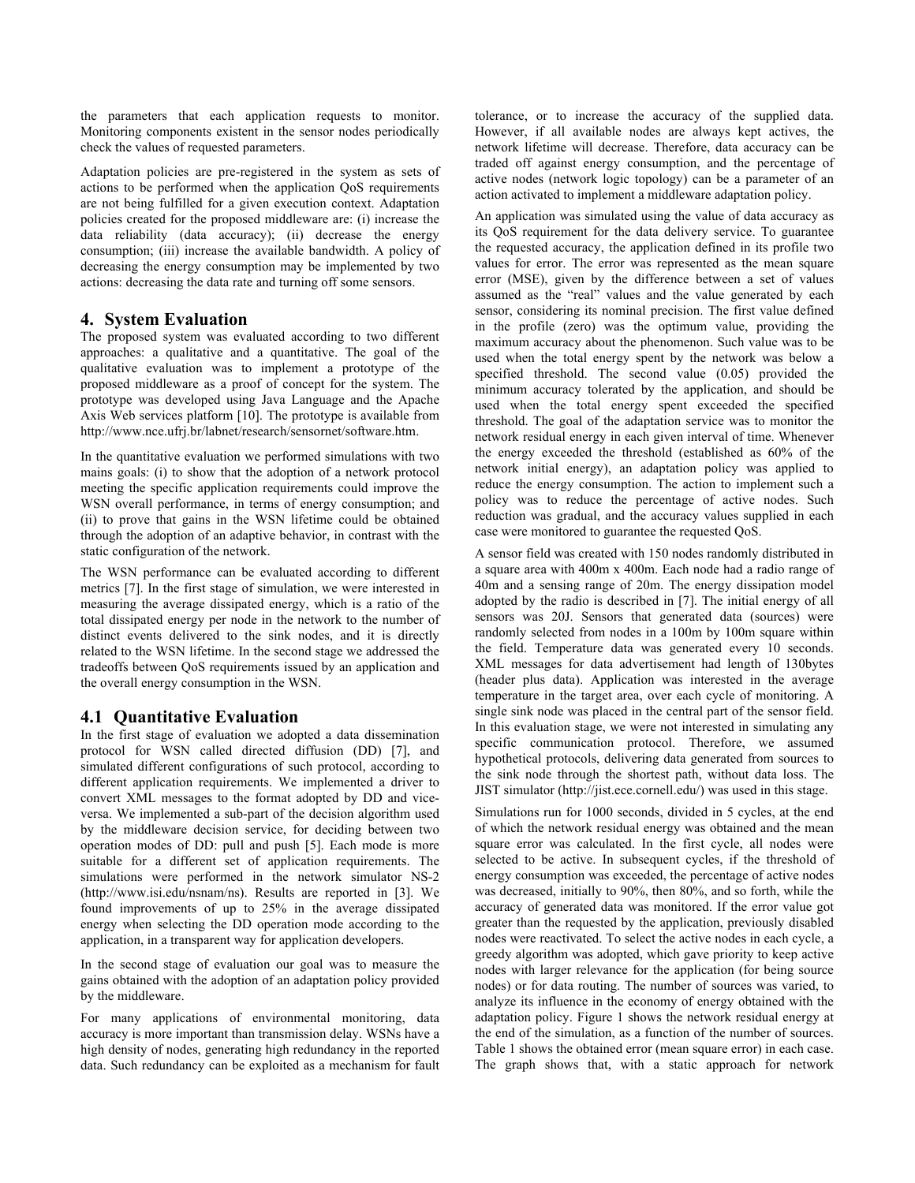the parameters that each application requests to monitor. Monitoring components existent in the sensor nodes periodically check the values of requested parameters.

Adaptation policies are pre-registered in the system as sets of actions to be performed when the application QoS requirements are not being fulfilled for a given execution context. Adaptation policies created for the proposed middleware are: (i) increase the data reliability (data accuracy); (ii) decrease the energy consumption; (iii) increase the available bandwidth. A policy of decreasing the energy consumption may be implemented by two actions: decreasing the data rate and turning off some sensors.

## 4. System Evaluation

The proposed system was evaluated according to two different approaches: a qualitative and a quantitative. The goal of the qualitative evaluation was to implement a prototype of the proposed middleware as a proof of concept for the system. The prototype was developed using Java Language and the Apache Axis Web services platform [10]. The prototype is available from http://www.nce.ufrj.br/labnet/research/sensornet/software.htm.

In the quantitative evaluation we performed simulations with two mains goals: (i) to show that the adoption of a network protocol meeting the specific application requirements could improve the WSN overall performance, in terms of energy consumption; and (ii) to prove that gains in the WSN lifetime could be obtained through the adoption of an adaptive behavior, in contrast with the static configuration of the network.

The WSN performance can be evaluated according to different metrics [7]. In the first stage of simulation, we were interested in measuring the average dissipated energy, which is a ratio of the total dissipated energy per node in the network to the number of distinct events delivered to the sink nodes, and it is directly related to the WSN lifetime. In the second stage we addressed the tradeoffs between QoS requirements issued by an application and the overall energy consumption in the WSN.

### 4.1 Quantitative Evaluation

In the first stage of evaluation we adopted a data dissemination protocol for WSN called directed diffusion (DD) [7], and simulated different configurations of such protocol, according to different application requirements. We implemented a driver to convert XML messages to the format adopted by DD and vice-versa. We implemented a sub-part of the decision algorithm used by the middleware decision service, for deciding between two operation modes of DD: pull and push [5]. Each mode is more suitable for a different set of application requirements. The simulations were performed in the network simulator NS-2 (http://www.isi.edu/nsnam/ns). Results are reported in [3]. We found improvements of up to 25% in the average dissipated energy when selecting the DD operation mode according to the application, in a transparent way for application developers.

In the second stage of evaluation our goal was to measure the gains obtained with the adoption of an adaptation policy provided by the middleware.

For many applications of environmental monitoring, data accuracy is more important than transmission delay. WSNs have a high density of nodes, generating high redundancy in the reported data. Such redundancy can be exploited as a mechanism for fault tolerance, or to increase the accuracy of the supplied data. However, if all available nodes are always kept actives, the network lifetime will decrease. Therefore, data accuracy can be traded off against energy consumption, and the percentage of active nodes (network logic topology) can be a parameter of an action activated to implement a middleware adaptation policy.

An application was simulated using the value of data accuracy as its QoS requirement for the data delivery service. To guarantee the requested accuracy, the application defined in its profile two values for error. The error was represented as the mean square error (MSE), given by the difference between a set of values assumed as the "real" values and the value generated by each sensor, considering its nominal precision. The first value defined in the profile (zero) was the optimum value, providing the maximum accuracy about the phenomenon. Such value was to be used when the total energy spent by the network was below a specified threshold. The second value (0.05) provided the minimum accuracy tolerated by the application, and should be used when the total energy spent exceeded the specified threshold. The goal of the adaptation service was to monitor the network residual energy in each given interval of time. Whenever the energy exceeded the threshold (established as 60% of the network initial energy), an adaptation policy was applied to reduce the energy consumption. The action to implement such a policy was to reduce the percentage of active nodes. Such reduction was gradual, and the accuracy values supplied in each case were monitored to guarantee the requested QoS.

A sensor field was created with 150 nodes randomly distributed in a square area with 400m x 400m. Each node had a radio range of 40m and a sensing range of 20m. The energy dissipation model adopted by the radio is described in [7]. The initial energy of all sensors was 20J. Sensors that generated data (sources) were randomly selected from nodes in a 100m by 100m square within the field. Temperature data was generated every 10 seconds. XML messages for data advertisement had length of 130bytes (header plus data). Application was interested in the average temperature in the target area, over each cycle of monitoring. A single sink node was placed in the central part of the sensor field. In this evaluation stage, we were not interested in simulating any specific communication protocol. Therefore, we assumed hypothetical protocols, delivering data generated from sources to the sink node through the shortest path, without data loss. The JIST simulator (http://jist.ece.cornell.edu/) was used in this stage.

Simulations run for 1000 seconds, divided in 5 cycles, at the end of which the network residual energy was obtained and the mean square error was calculated. In the first cycle, all nodes were selected to be active. In subsequent cycles, if the threshold of energy consumption was exceeded, the percentage of active nodes was decreased, initially to 90%, then 80%, and so forth, while the accuracy of generated data was monitored. If the error value got greater than the requested by the application, previously disabled nodes were reactivated. To select the active nodes in each cycle, a greedy algorithm was adopted, which gave priority to keep active nodes with larger relevance for the application (for being source nodes) or for data routing. The number of sources was varied, to analyze its influence in the economy of energy obtained with the adaptation policy. Figure 1 shows the network residual energy at the end of the simulation, as a function of the number of sources. Table 1 shows the obtained error (mean square error) in each case. The graph shows that, with a static approach for network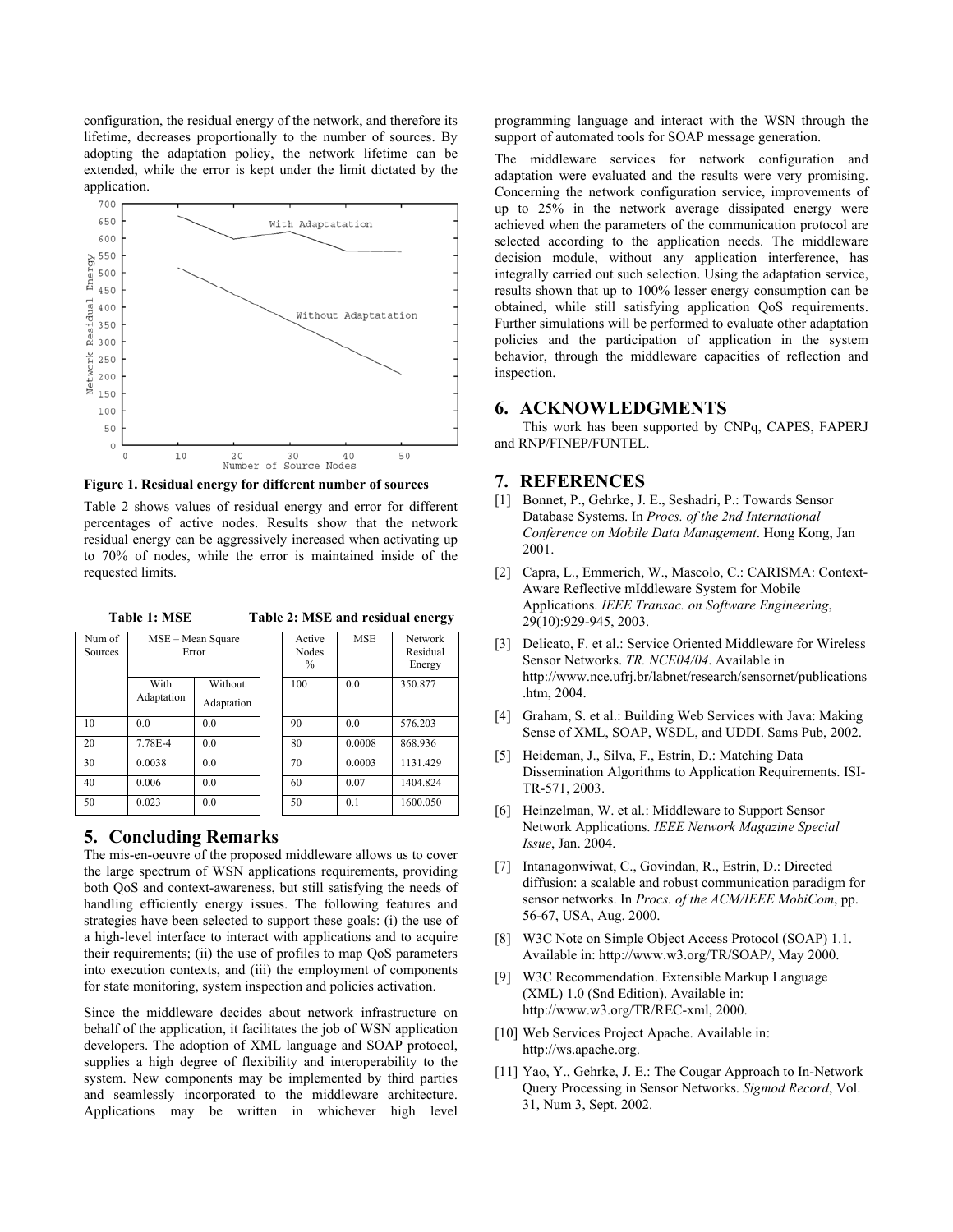configuration, the residual energy of the network, and therefore its lifetime, decreases proportionally to the number of sources. By adopting the adaptation policy, the network lifetime can be extended, while the error is kept under the limit dictated by the application.

Network Residual Energy

700
650
600
550
500
450
400
350
300
250
200
150
100
50
0

0 10 20 30 40 50

Number of Source Nodes

With Adaptatation

Without Adaptatation

**Figure 1. Residual energy for different number of sources**

Table 2 shows values of residual energy and error for different percentages of active nodes. Results show that the network residual energy can be aggressively increased when activating up to 70% of nodes, while the error is maintained inside of the requested limits.

**Table 1: MSE**

| Num of Sources | MSE – Mean Square Error | |
|---|---|---|
| | With Adaptation | Without Adaptation |
| 10 | 0.0 | 0.0 |
| 20 | 7.78E-4 | 0.0 |
| 30 | 0.0038 | 0.0 |
| 40 | 0.006 | 0.0 |
| 50 | 0.023 | 0.0 |

**Table 2: MSE and residual energy**

| Active Nodes % | MSE | Network Residual Energy |
|---|---|---|
| 100 | 0.0 | 350.877 |
| 90 | 0.0 | 576.203 |
| 80 | 0.0008 | 868.936 |
| 70 | 0.0003 | 1131.429 |
| 60 | 0.07 | 1404.824 |
| 50 | 0.1 | 1600.050 |

## 5. Concluding Remarks

The mis-en-oeuvre of the proposed middleware allows us to cover the large spectrum of WSN applications requirements, providing both QoS and context-awareness, but still satisfying the needs of handling efficiently energy issues. The following features and strategies have been selected to support these goals: (i) the use of a high-level interface to interact with applications and to acquire their requirements; (ii) the use of profiles to map QoS parameters into execution contexts, and (iii) the employment of components for state monitoring, system inspection and policies activation.

Since the middleware decides about network infrastructure on behalf of the application, it facilitates the job of WSN application developers. The adoption of XML language and SOAP protocol, supplies a high degree of flexibility and interoperability to the system. New components may be implemented by third parties and seamlessly incorporated to the middleware architecture. Applications may be written in whichever high level programming language and interact with the WSN through the support of automated tools for SOAP message generation.

The middleware services for network configuration and adaptation were evaluated and the results were very promising. Concerning the network configuration service, improvements of up to 25% in the network average dissipated energy were achieved when the parameters of the communication protocol are selected according to the application needs. The middleware decision module, without any application interference, has integrally carried out such selection. Using the adaptation service, results shown that up to 100% lesser energy consumption can be obtained, while still satisfying application QoS requirements. Further simulations will be performed to evaluate other adaptation policies and the participation of application in the system behavior, through the middleware capacities of reflection and inspection.

## 6. ACKNOWLEDGMENTS

This work has been supported by CNPq, CAPES, FAPERJ and RNP/FINEP/FUNTEL.

## 7. REFERENCES

[1] Bonnet, P., Gehrke, J. E., Seshadri, P.: Towards Sensor Database Systems. In *Procs. of the 2nd International Conference on Mobile Data Management*. Hong Kong, Jan 2001.

[2] Capra, L., Emmerich, W., Mascolo, C.: CARISMA: Context-Aware Reflective mIddleware System for Mobile Applications. *IEEE Transac. on Software Engineering*, 29(10):929-945, 2003.

[3] Delicato, F. et al.: Service Oriented Middleware for Wireless Sensor Networks. *TR. NCE04/04*. Available in http://www.nce.ufrj.br/labnet/research/sensornet/publications.htm, 2004.

[4] Graham, S. et al.: Building Web Services with Java: Making Sense of XML, SOAP, WSDL, and UDDI. Sams Pub, 2002.

[5] Heideman, J., Silva, F., Estrin, D.: Matching Data Dissemination Algorithms to Application Requirements. ISI-TR-571, 2003.

[6] Heinzelman, W. et al.: Middleware to Support Sensor Network Applications. *IEEE Network Magazine Special Issue*, Jan. 2004.

[7] Intanagonwiwat, C., Govindan, R., Estrin, D.: Directed diffusion: a scalable and robust communication paradigm for sensor networks. In *Procs. of the ACM/IEEE MobiCom*, pp. 56-67, USA, Aug. 2000.

[8] W3C Note on Simple Object Access Protocol (SOAP) 1.1. Available in: http://www.w3.org/TR/SOAP/, May 2000.

[9] W3C Recommendation. Extensible Markup Language (XML) 1.0 (Snd Edition). Available in: http://www.w3.org/TR/REC-xml, 2000.

[10] Web Services Project Apache. Available in: http://ws.apache.org.

[11] Yao, Y., Gehrke, J. E.: The Cougar Approach to In-Network Query Processing in Sensor Networks. *Sigmod Record*, Vol. 31, Num 3, Sept. 2002.